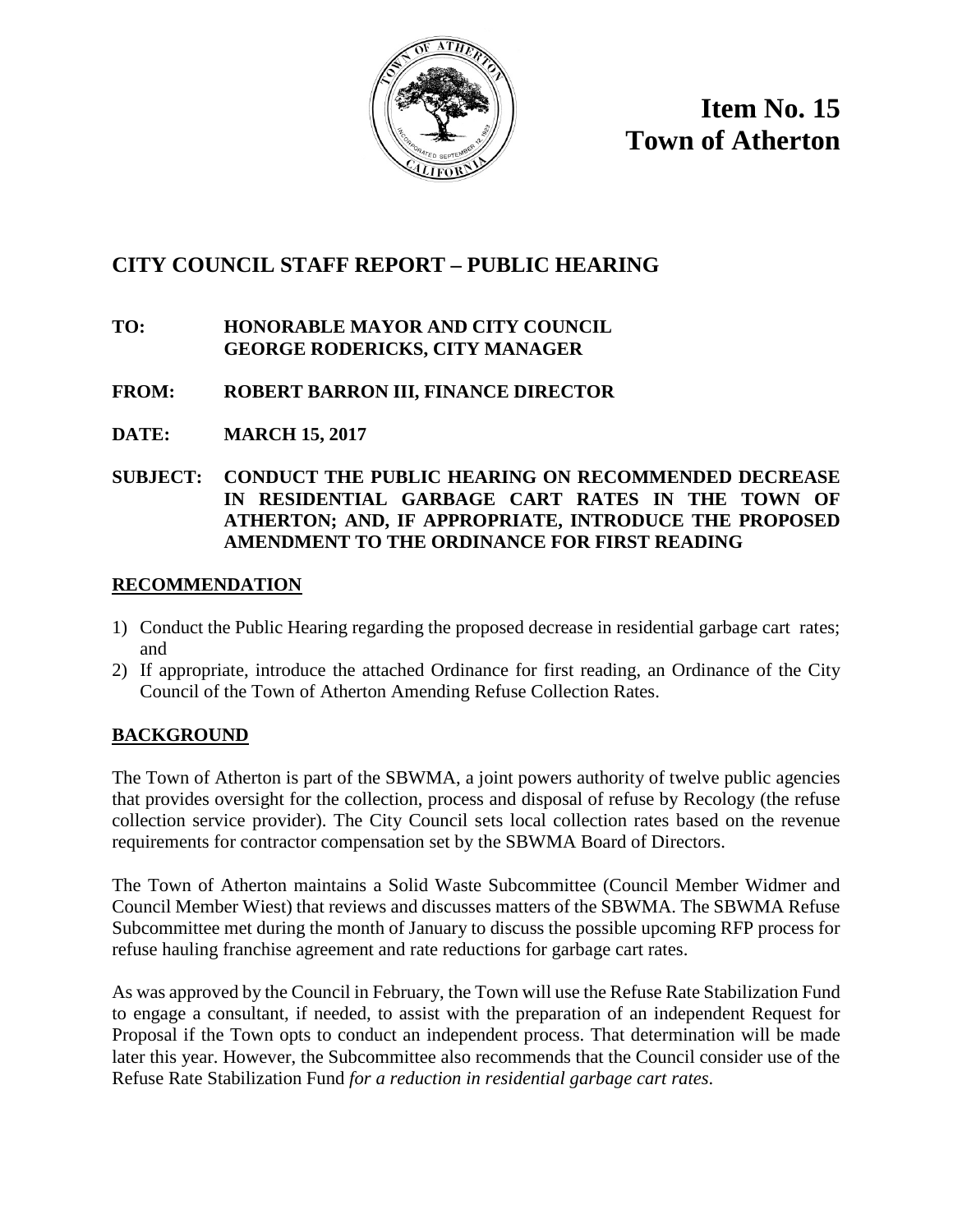**Item No. 15**
**Town of Atherton**

## CITY COUNCIL STAFF REPORT – PUBLIC HEARING

**TO:** **HONORABLE MAYOR AND CITY COUNCIL**
**GEORGE RODERICKS, CITY MANAGER**

**FROM:** **ROBERT BARRON III, FINANCE DIRECTOR**

**DATE:** **MARCH 15, 2017**

**SUBJECT:** **CONDUCT THE PUBLIC HEARING ON RECOMMENDED DECREASE IN RESIDENTIAL GARBAGE CART RATES IN THE TOWN OF ATHERTON; AND, IF APPROPRIATE, INTRODUCE THE PROPOSED AMENDMENT TO THE ORDINANCE FOR FIRST READING**

### RECOMMENDATION

1) Conduct the Public Hearing regarding the proposed decrease in residential garbage cart rates; and
2) If appropriate, introduce the attached Ordinance for first reading, an Ordinance of the City Council of the Town of Atherton Amending Refuse Collection Rates.

### BACKGROUND

The Town of Atherton is part of the SBWMA, a joint powers authority of twelve public agencies that provides oversight for the collection, process and disposal of refuse by Recology (the refuse collection service provider). The City Council sets local collection rates based on the revenue requirements for contractor compensation set by the SBWMA Board of Directors.

The Town of Atherton maintains a Solid Waste Subcommittee (Council Member Widmer and Council Member Wiest) that reviews and discusses matters of the SBWMA. The SBWMA Refuse Subcommittee met during the month of January to discuss the possible upcoming RFP process for refuse hauling franchise agreement and rate reductions for garbage cart rates.

As was approved by the Council in February, the Town will use the Refuse Rate Stabilization Fund to engage a consultant, if needed, to assist with the preparation of an independent Request for Proposal if the Town opts to conduct an independent process. That determination will be made later this year. However, the Subcommittee also recommends that the Council consider use of the Refuse Rate Stabilization Fund *for a reduction in residential garbage cart rates.*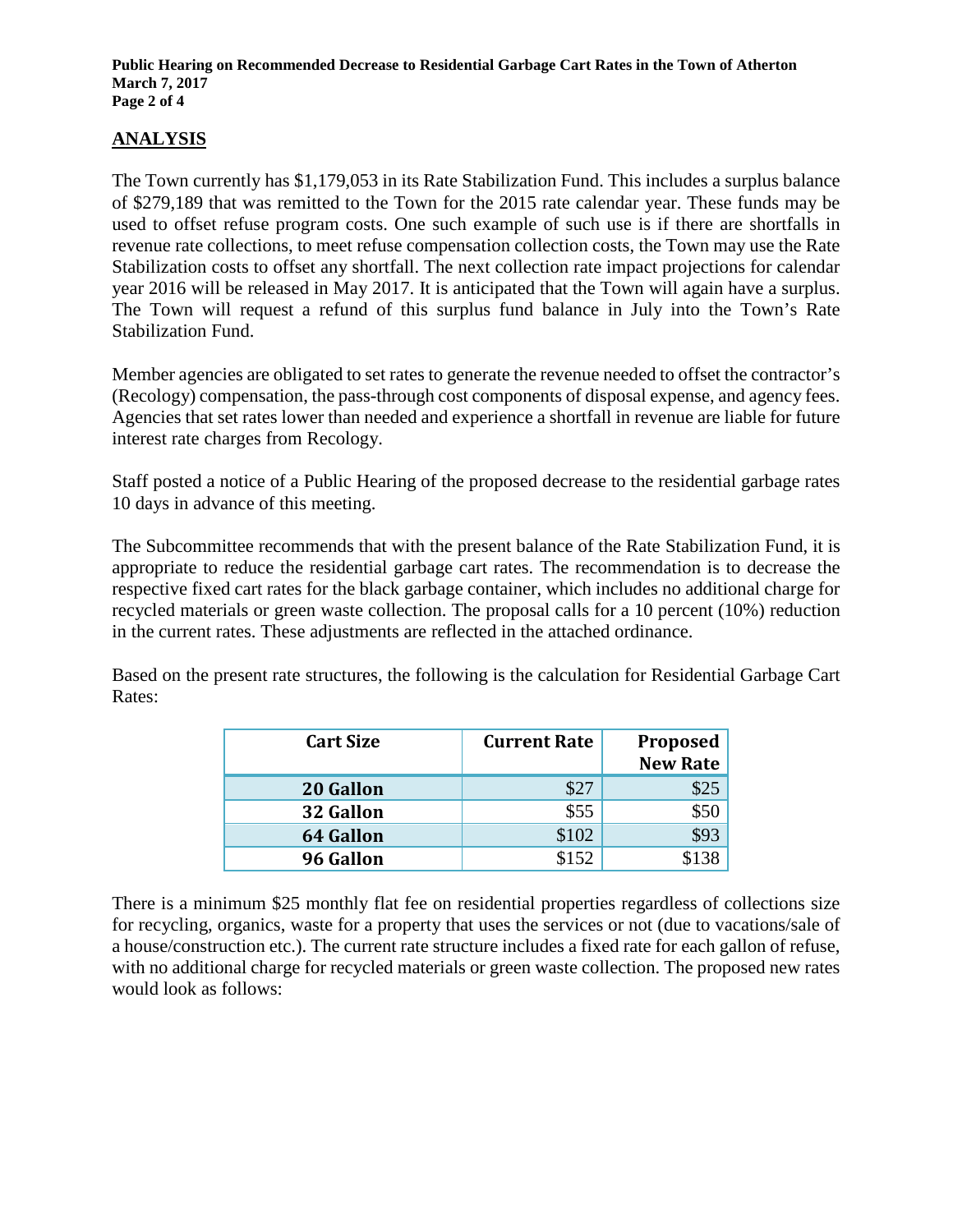## ANALYSIS

The Town currently has $1,179,053 in its Rate Stabilization Fund. This includes a surplus balance of $279,189 that was remitted to the Town for the 2015 rate calendar year. These funds may be used to offset refuse program costs. One such example of such use is if there are shortfalls in revenue rate collections, to meet refuse compensation collection costs, the Town may use the Rate Stabilization costs to offset any shortfall. The next collection rate impact projections for calendar year 2016 will be released in May 2017. It is anticipated that the Town will again have a surplus. The Town will request a refund of this surplus fund balance in July into the Town's Rate Stabilization Fund.

Member agencies are obligated to set rates to generate the revenue needed to offset the contractor's (Recology) compensation, the pass-through cost components of disposal expense, and agency fees. Agencies that set rates lower than needed and experience a shortfall in revenue are liable for future interest rate charges from Recology.

Staff posted a notice of a Public Hearing of the proposed decrease to the residential garbage rates 10 days in advance of this meeting.

The Subcommittee recommends that with the present balance of the Rate Stabilization Fund, it is appropriate to reduce the residential garbage cart rates. The recommendation is to decrease the respective fixed cart rates for the black garbage container, which includes no additional charge for recycled materials or green waste collection. The proposal calls for a 10 percent (10%) reduction in the current rates. These adjustments are reflected in the attached ordinance.

Based on the present rate structures, the following is the calculation for Residential Garbage Cart Rates:

| Cart Size | Current Rate | Proposed New Rate |
|---|---:|---:|
| **20 Gallon** | $27 | $25 |
| **32 Gallon** | $55 | $50 |
| **64 Gallon** | $102 | $93 |
| **96 Gallon** | $152 | $138 |

There is a minimum $25 monthly flat fee on residential properties regardless of collections size for recycling, organics, waste for a property that uses the services or not (due to vacations/sale of a house/construction etc.). The current rate structure includes a fixed rate for each gallon of refuse, with no additional charge for recycled materials or green waste collection. The proposed new rates would look as follows: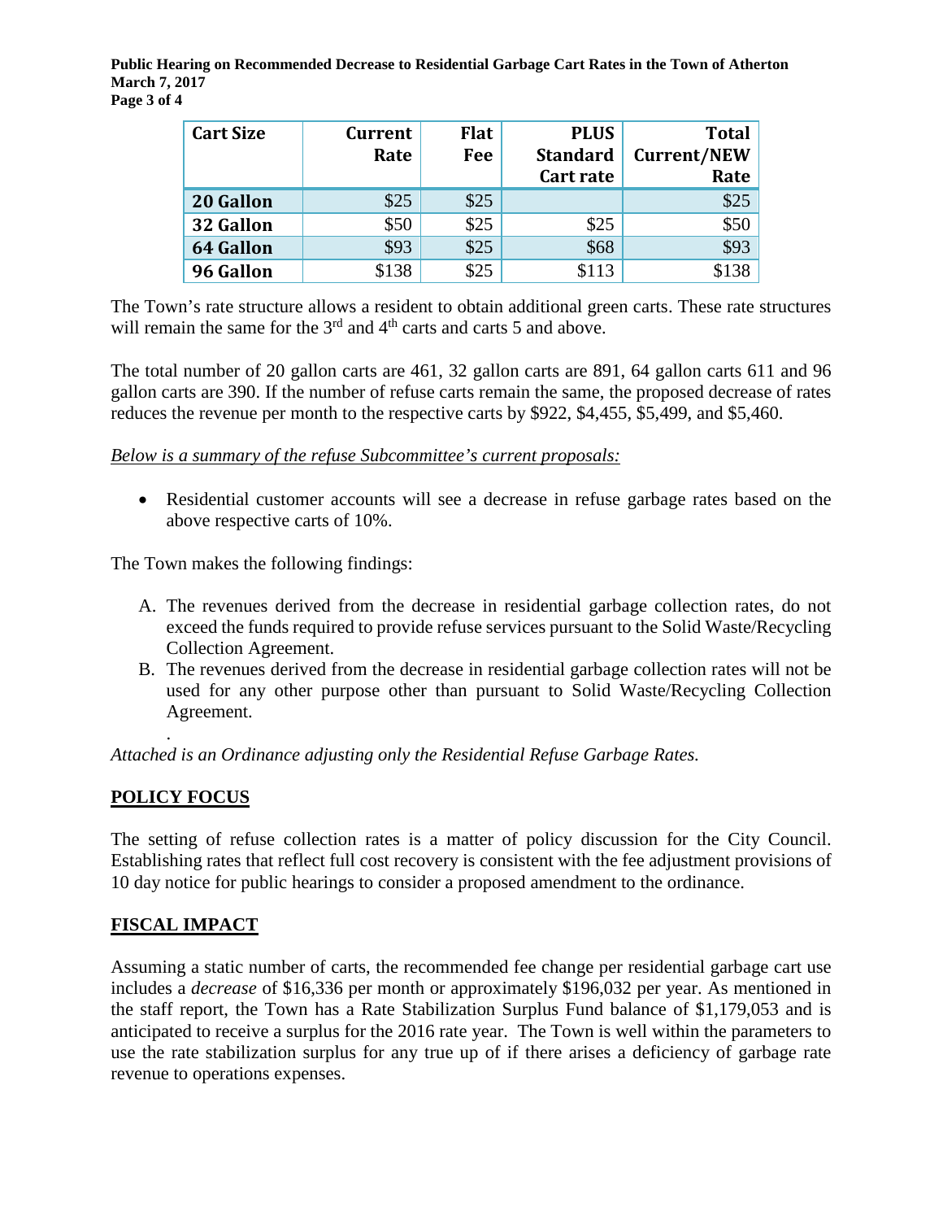| Cart Size | Current Rate | Flat Fee | PLUS Standard Cart rate | Total Current/NEW Rate |
|---|---|---|---|---|
| **20 Gallon** | $25 | $25 | | $25 |
| **32 Gallon** | $50 | $25 | $25 | $50 |
| **64 Gallon** | $93 | $25 | $68 | $93 |
| **96 Gallon** | $138 | $25 | $113 | $138 |

The Town's rate structure allows a resident to obtain additional green carts. These rate structures will remain the same for the 3rd and 4th carts and carts 5 and above.

The total number of 20 gallon carts are 461, 32 gallon carts are 891, 64 gallon carts 611 and 96 gallon carts are 390. If the number of refuse carts remain the same, the proposed decrease of rates reduces the revenue per month to the respective carts by $922, $4,455, $5,499, and $5,460.

*Below is a summary of the refuse Subcommittee's current proposals:*

- Residential customer accounts will see a decrease in refuse garbage rates based on the above respective carts of 10%.

The Town makes the following findings:

A. The revenues derived from the decrease in residential garbage collection rates, do not exceed the funds required to provide refuse services pursuant to the Solid Waste/Recycling Collection Agreement.
B. The revenues derived from the decrease in residential garbage collection rates will not be used for any other purpose other than pursuant to Solid Waste/Recycling Collection Agreement.

.

*Attached is an Ordinance adjusting only the Residential Refuse Garbage Rates.*

## POLICY FOCUS

The setting of refuse collection rates is a matter of policy discussion for the City Council. Establishing rates that reflect full cost recovery is consistent with the fee adjustment provisions of 10 day notice for public hearings to consider a proposed amendment to the ordinance.

## FISCAL IMPACT

Assuming a static number of carts, the recommended fee change per residential garbage cart use includes a *decrease* of $16,336 per month or approximately $196,032 per year. As mentioned in the staff report, the Town has a Rate Stabilization Surplus Fund balance of $1,179,053 and is anticipated to receive a surplus for the 2016 rate year. The Town is well within the parameters to use the rate stabilization surplus for any true up of if there arises a deficiency of garbage rate revenue to operations expenses.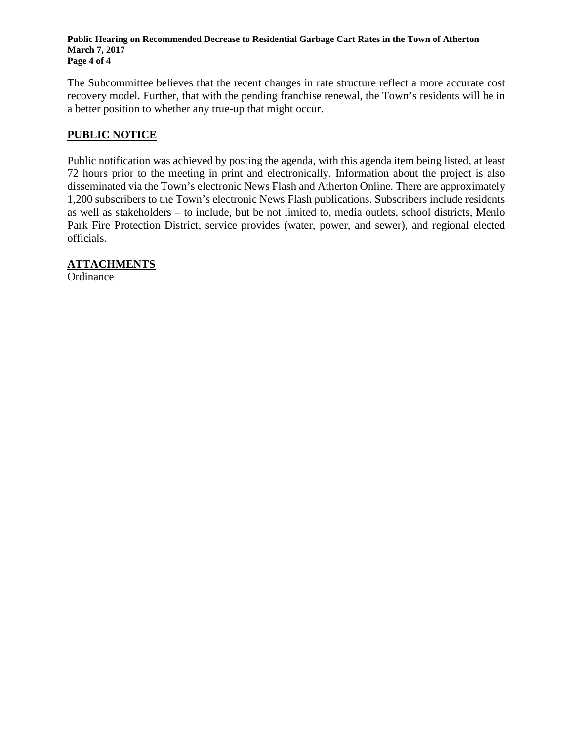The Subcommittee believes that the recent changes in rate structure reflect a more accurate cost recovery model. Further, that with the pending franchise renewal, the Town's residents will be in a better position to whether any true-up that might occur.

## PUBLIC NOTICE

Public notification was achieved by posting the agenda, with this agenda item being listed, at least 72 hours prior to the meeting in print and electronically. Information about the project is also disseminated via the Town's electronic News Flash and Atherton Online. There are approximately 1,200 subscribers to the Town's electronic News Flash publications. Subscribers include residents as well as stakeholders – to include, but be not limited to, media outlets, school districts, Menlo Park Fire Protection District, service provides (water, power, and sewer), and regional elected officials.

## ATTACHMENTS

Ordinance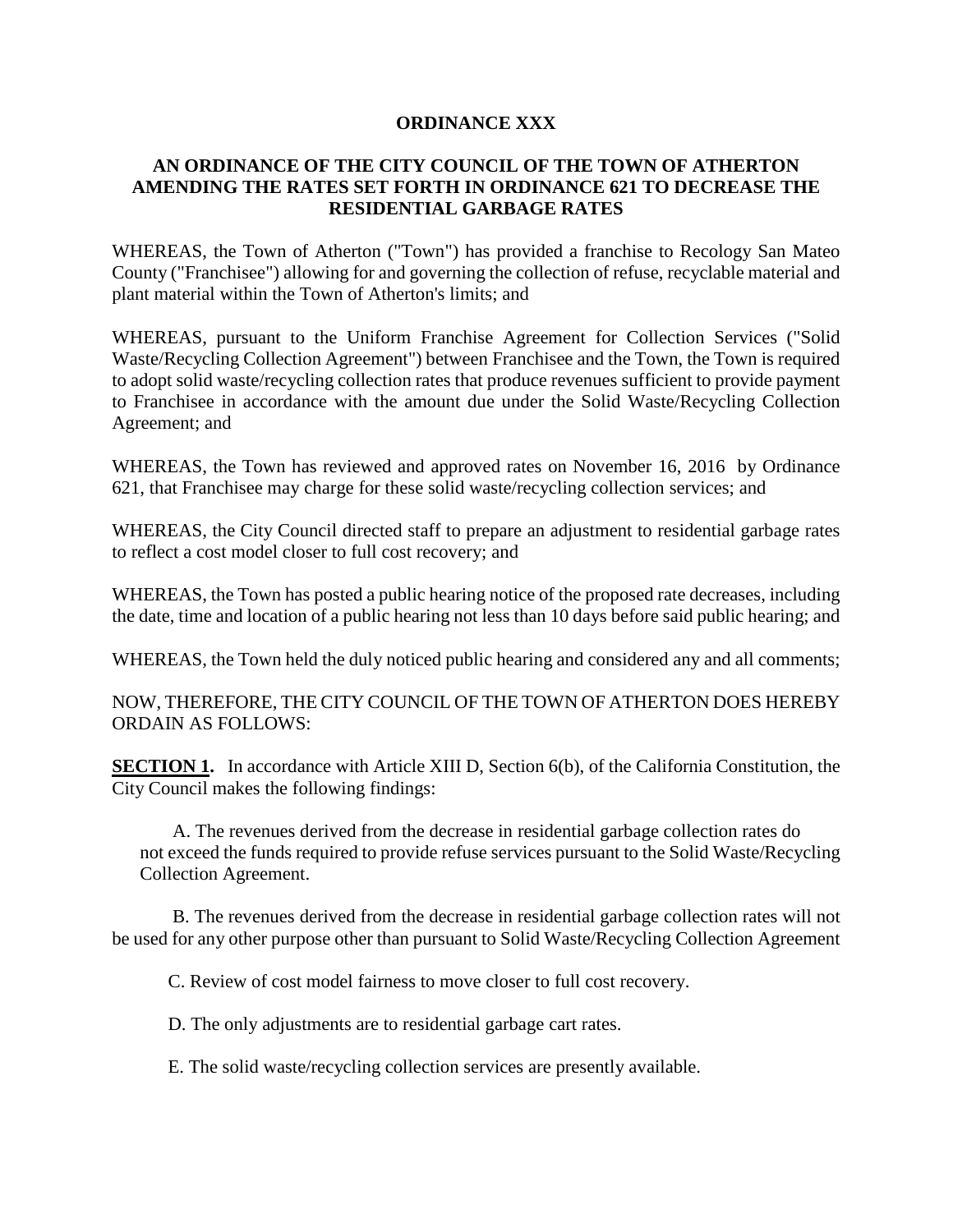**ORDINANCE XXX**

**AN ORDINANCE OF THE CITY COUNCIL OF THE TOWN OF ATHERTON AMENDING THE RATES SET FORTH IN ORDINANCE 621 TO DECREASE THE RESIDENTIAL GARBAGE RATES**

WHEREAS, the Town of Atherton ("Town") has provided a franchise to Recology San Mateo County ("Franchisee") allowing for and governing the collection of refuse, recyclable material and plant material within the Town of Atherton's limits; and

WHEREAS, pursuant to the Uniform Franchise Agreement for Collection Services ("Solid Waste/Recycling Collection Agreement") between Franchisee and the Town, the Town is required to adopt solid waste/recycling collection rates that produce revenues sufficient to provide payment to Franchisee in accordance with the amount due under the Solid Waste/Recycling Collection Agreement; and

WHEREAS, the Town has reviewed and approved rates on November 16, 2016 by Ordinance 621, that Franchisee may charge for these solid waste/recycling collection services; and

WHEREAS, the City Council directed staff to prepare an adjustment to residential garbage rates to reflect a cost model closer to full cost recovery; and

WHEREAS, the Town has posted a public hearing notice of the proposed rate decreases, including the date, time and location of a public hearing not less than 10 days before said public hearing; and

WHEREAS, the Town held the duly noticed public hearing and considered any and all comments;

NOW, THEREFORE, THE CITY COUNCIL OF THE TOWN OF ATHERTON DOES HEREBY ORDAIN AS FOLLOWS:

**SECTION 1.** In accordance with Article XIII D, Section 6(b), of the California Constitution, the City Council makes the following findings:

A. The revenues derived from the decrease in residential garbage collection rates do not exceed the funds required to provide refuse services pursuant to the Solid Waste/Recycling Collection Agreement.

B. The revenues derived from the decrease in residential garbage collection rates will not be used for any other purpose other than pursuant to Solid Waste/Recycling Collection Agreement

C. Review of cost model fairness to move closer to full cost recovery.

D. The only adjustments are to residential garbage cart rates.

E. The solid waste/recycling collection services are presently available.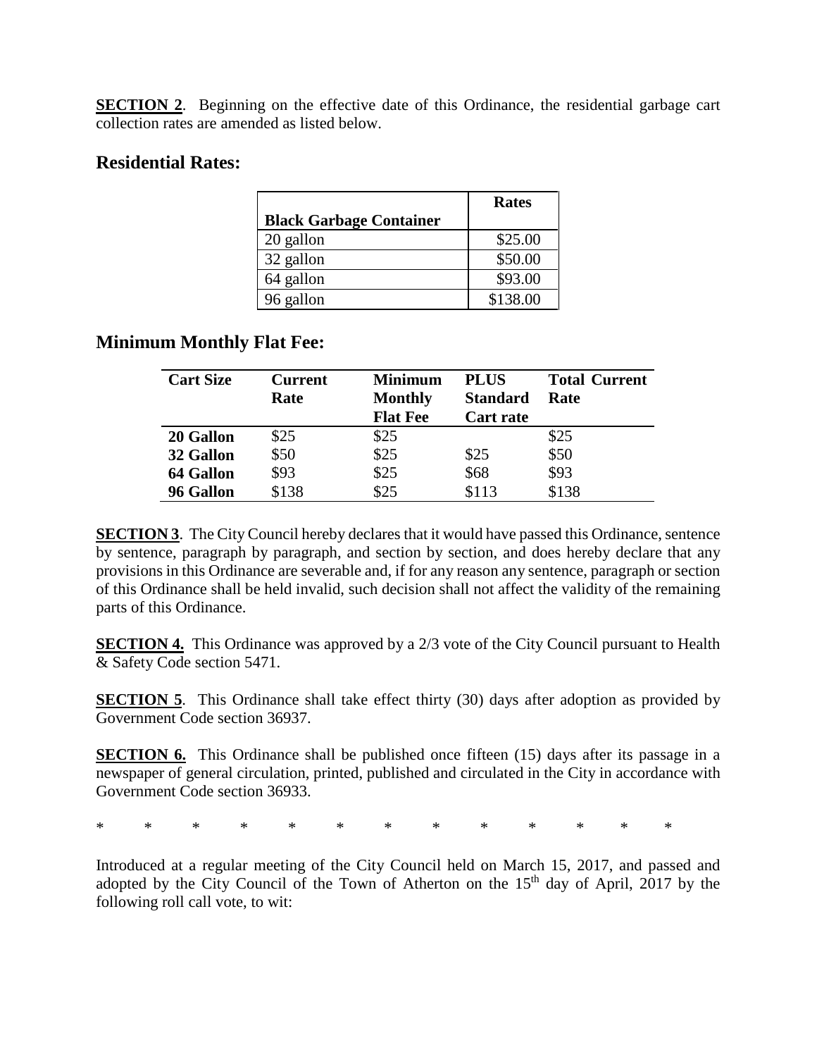**SECTION 2**. Beginning on the effective date of this Ordinance, the residential garbage cart collection rates are amended as listed below.

## Residential Rates:

| Black Garbage Container | Rates |
|---|---|
| 20 gallon | $25.00 |
| 32 gallon | $50.00 |
| 64 gallon | $93.00 |
| 96 gallon | $138.00 |

## Minimum Monthly Flat Fee:

| Cart Size | Current Rate | Minimum Monthly Flat Fee | PLUS Standard Cart rate | Total Current Rate |
|---|---|---|---|---|
| **20 Gallon** | $25 | $25 | | $25 |
| **32 Gallon** | $50 | $25 | $25 | $50 |
| **64 Gallon** | $93 | $25 | $68 | $93 |
| **96 Gallon** | $138 | $25 | $113 | $138 |

**SECTION 3**. The City Council hereby declares that it would have passed this Ordinance, sentence by sentence, paragraph by paragraph, and section by section, and does hereby declare that any provisions in this Ordinance are severable and, if for any reason any sentence, paragraph or section of this Ordinance shall be held invalid, such decision shall not affect the validity of the remaining parts of this Ordinance.

**SECTION 4.** This Ordinance was approved by a 2/3 vote of the City Council pursuant to Health & Safety Code section 5471.

**SECTION 5**. This Ordinance shall take effect thirty (30) days after adoption as provided by Government Code section 36937.

**SECTION 6.** This Ordinance shall be published once fifteen (15) days after its passage in a newspaper of general circulation, printed, published and circulated in the City in accordance with Government Code section 36933.

\* \* \* \* \* \* \* \* \* \* \* \* \*

Introduced at a regular meeting of the City Council held on March 15, 2017, and passed and adopted by the City Council of the Town of Atherton on the 15th day of April, 2017 by the following roll call vote, to wit: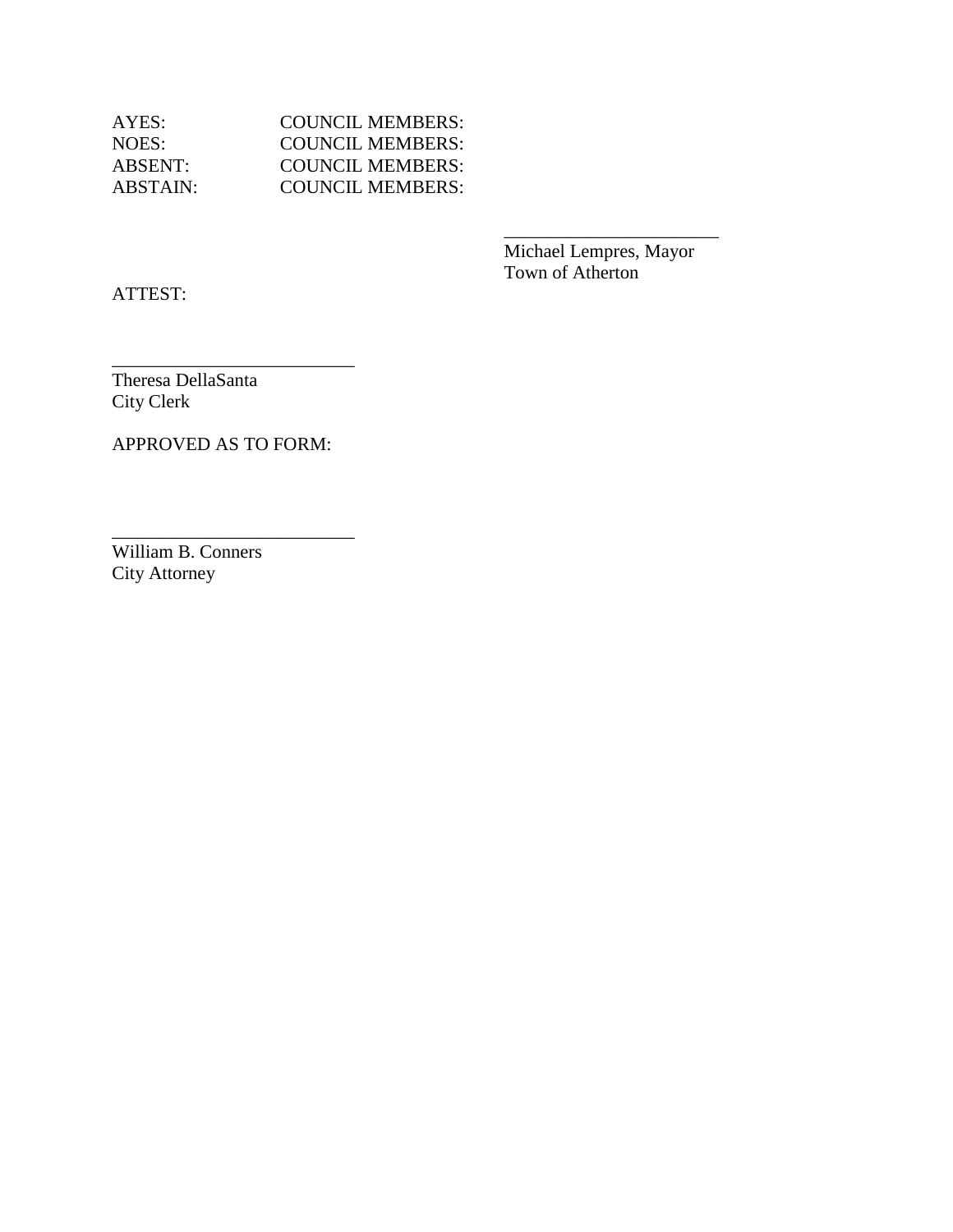| | |
|---|---|
| AYES: | COUNCIL MEMBERS: |
| NOES: | COUNCIL MEMBERS: |
| ABSENT: | COUNCIL MEMBERS: |
| ABSTAIN: | COUNCIL MEMBERS: |

______________________
Michael Lempres, Mayor
Town of Atherton

ATTEST:

__________________________
Theresa DellaSanta
City Clerk

APPROVED AS TO FORM:

__________________________
William B. Conners
City Attorney